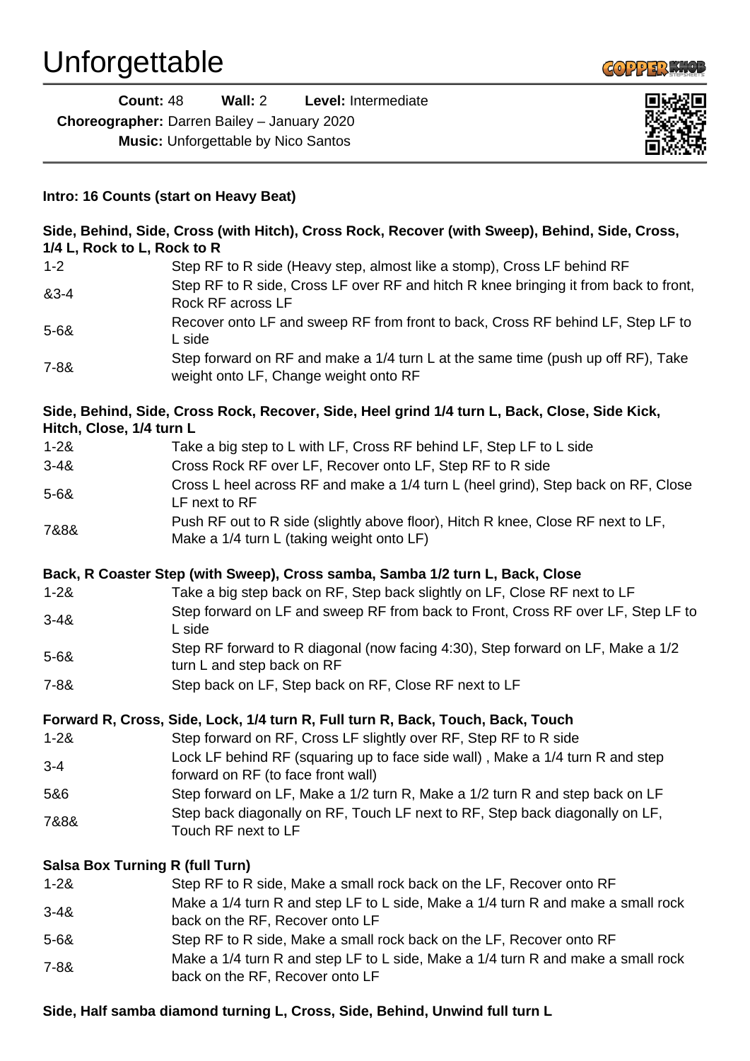# Unforgettable

**Count:** 48 **Wall:** 2 **Level:** Intermediate
**Choreographer:** Darren Bailey – January 2020
**Music:** Unforgettable by Nico Santos

**Intro: 16 Counts (start on Heavy Beat)**

**Side, Behind, Side, Cross (with Hitch), Cross Rock, Recover (with Sweep), Behind, Side, Cross, 1/4 L, Rock to L, Rock to R**

| | |
|---|---|
| 1-2 | Step RF to R side (Heavy step, almost like a stomp), Cross LF behind RF |
| &3-4 | Step RF to R side, Cross LF over RF and hitch R knee bringing it from back to front, Rock RF across LF |
| 5-6& | Recover onto LF and sweep RF from front to back, Cross RF behind LF, Step LF to L side |
| 7-8& | Step forward on RF and make a 1/4 turn L at the same time (push up off RF), Take weight onto LF, Change weight onto RF |

**Side, Behind, Side, Cross Rock, Recover, Side, Heel grind 1/4 turn L, Back, Close, Side Kick, Hitch, Close, 1/4 turn L**

| | |
|---|---|
| 1-2& | Take a big step to L with LF, Cross RF behind LF, Step LF to L side |
| 3-4& | Cross Rock RF over LF, Recover onto LF, Step RF to R side |
| 5-6& | Cross L heel across RF and make a 1/4 turn L (heel grind), Step back on RF, Close LF next to RF |
| 7&8& | Push RF out to R side (slightly above floor), Hitch R knee, Close RF next to LF, Make a 1/4 turn L (taking weight onto LF) |

**Back, R Coaster Step (with Sweep), Cross samba, Samba 1/2 turn L, Back, Close**

| | |
|---|---|
| 1-2& | Take a big step back on RF, Step back slightly on LF, Close RF next to LF |
| 3-4& | Step forward on LF and sweep RF from back to Front, Cross RF over LF, Step LF to L side |
| 5-6& | Step RF forward to R diagonal (now facing 4:30), Step forward on LF, Make a 1/2 turn L and step back on RF |
| 7-8& | Step back on LF, Step back on RF, Close RF next to LF |

**Forward R, Cross, Side, Lock, 1/4 turn R, Full turn R, Back, Touch, Back, Touch**

| | |
|---|---|
| 1-2& | Step forward on RF, Cross LF slightly over RF, Step RF to R side |
| 3-4 | Lock LF behind RF (squaring up to face side wall) , Make a 1/4 turn R and step forward on RF (to face front wall) |
| 5&6 | Step forward on LF, Make a 1/2 turn R, Make a 1/2 turn R and step back on LF |
| 7&8& | Step back diagonally on RF, Touch LF next to RF, Step back diagonally on LF, Touch RF next to LF |

**Salsa Box Turning R (full Turn)**

| | |
|---|---|
| 1-2& | Step RF to R side, Make a small rock back on the LF, Recover onto RF |
| 3-4& | Make a 1/4 turn R and step LF to L side, Make a 1/4 turn R and make a small rock back on the RF, Recover onto LF |
| 5-6& | Step RF to R side, Make a small rock back on the LF, Recover onto RF |
| 7-8& | Make a 1/4 turn R and step LF to L side, Make a 1/4 turn R and make a small rock back on the RF, Recover onto LF |

**Side, Half samba diamond turning L, Cross, Side, Behind, Unwind full turn L**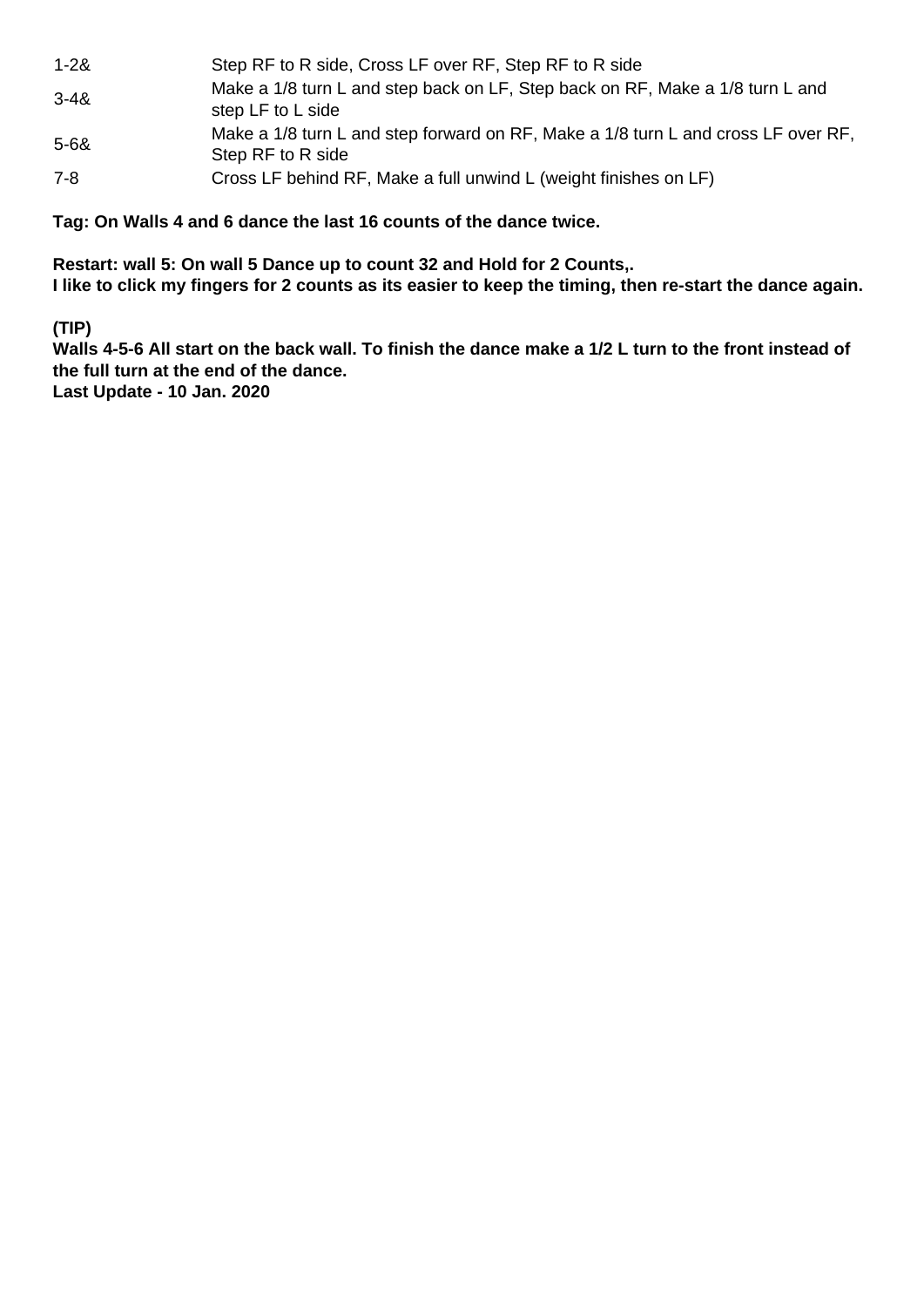| | |
|---|---|
| 1-2& | Step RF to R side, Cross LF over RF, Step RF to R side |
| 3-4& | Make a 1/8 turn L and step back on LF, Step back on RF, Make a 1/8 turn L and step LF to L side |
| 5-6& | Make a 1/8 turn L and step forward on RF, Make a 1/8 turn L and cross LF over RF, Step RF to R side |
| 7-8 | Cross LF behind RF, Make a full unwind L (weight finishes on LF) |

**Tag: On Walls 4 and 6 dance the last 16 counts of the dance twice.**

**Restart: wall 5: On wall 5 Dance up to count 32 and Hold for 2 Counts,.**
**I like to click my fingers for 2 counts as its easier to keep the timing, then re-start the dance again.**

**(TIP)**
**Walls 4-5-6 All start on the back wall. To finish the dance make a 1/2 L turn to the front instead of the full turn at the end of the dance.**
**Last Update - 10 Jan. 2020**